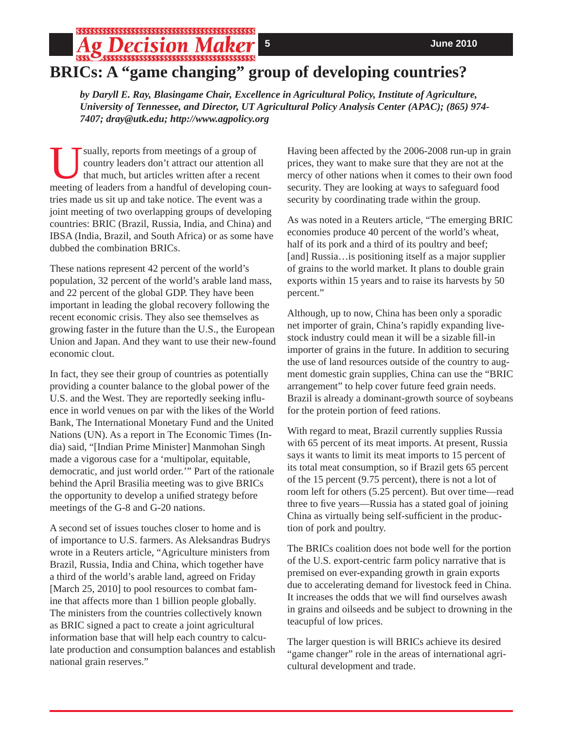# BRICs: A "game changing" group of developing countries?

*by Daryll E. Ray, Blasingame Chair, Excellence in Agricultural Policy, Institute of Agriculture, University of Tennessee, and Director, UT Agricultural Policy Analysis Center (APAC); (865) 974-7407; dray@utk.edu; http://www.agpolicy.org*

Usually, reports from meetings of a group of country leaders don't attract our attention all that much, but articles written after a recent meeting of leaders from a handful of developing countries made us sit up and take notice. The event was a joint meeting of two overlapping groups of developing countries: BRIC (Brazil, Russia, India, and China) and IBSA (India, Brazil, and South Africa) or as some have dubbed the combination BRICs.

These nations represent 42 percent of the world's population, 32 percent of the world's arable land mass, and 22 percent of the global GDP. They have been important in leading the global recovery following the recent economic crisis. They also see themselves as growing faster in the future than the U.S., the European Union and Japan. And they want to use their new-found economic clout.

In fact, they see their group of countries as potentially providing a counter balance to the global power of the U.S. and the West. They are reportedly seeking influence in world venues on par with the likes of the World Bank, The International Monetary Fund and the United Nations (UN). As a report in The Economic Times (India) said, "[Indian Prime Minister] Manmohan Singh made a vigorous case for a 'multipolar, equitable, democratic, and just world order.'" Part of the rationale behind the April Brasilia meeting was to give BRICs the opportunity to develop a unified strategy before meetings of the G-8 and G-20 nations.

A second set of issues touches closer to home and is of importance to U.S. farmers. As Aleksandras Budrys wrote in a Reuters article, "Agriculture ministers from Brazil, Russia, India and China, which together have a third of the world's arable land, agreed on Friday [March 25, 2010] to pool resources to combat famine that affects more than 1 billion people globally. The ministers from the countries collectively known as BRIC signed a pact to create a joint agricultural information base that will help each country to calculate production and consumption balances and establish national grain reserves."

Having been affected by the 2006-2008 run-up in grain prices, they want to make sure that they are not at the mercy of other nations when it comes to their own food security. They are looking at ways to safeguard food security by coordinating trade within the group.

As was noted in a Reuters article, "The emerging BRIC economies produce 40 percent of the world's wheat, half of its pork and a third of its poultry and beef; [and] Russia…is positioning itself as a major supplier of grains to the world market. It plans to double grain exports within 15 years and to raise its harvests by 50 percent."

Although, up to now, China has been only a sporadic net importer of grain, China's rapidly expanding livestock industry could mean it will be a sizable fill-in importer of grains in the future. In addition to securing the use of land resources outside of the country to augment domestic grain supplies, China can use the "BRIC arrangement" to help cover future feed grain needs. Brazil is already a dominant-growth source of soybeans for the protein portion of feed rations.

With regard to meat, Brazil currently supplies Russia with 65 percent of its meat imports. At present, Russia says it wants to limit its meat imports to 15 percent of its total meat consumption, so if Brazil gets 65 percent of the 15 percent (9.75 percent), there is not a lot of room left for others (5.25 percent). But over time—read three to five years—Russia has a stated goal of joining China as virtually being self-sufficient in the production of pork and poultry.

The BRICs coalition does not bode well for the portion of the U.S. export-centric farm policy narrative that is premised on ever-expanding growth in grain exports due to accelerating demand for livestock feed in China. It increases the odds that we will find ourselves awash in grains and oilseeds and be subject to drowning in the teacupful of low prices.

The larger question is will BRICs achieve its desired "game changer" role in the areas of international agricultural development and trade.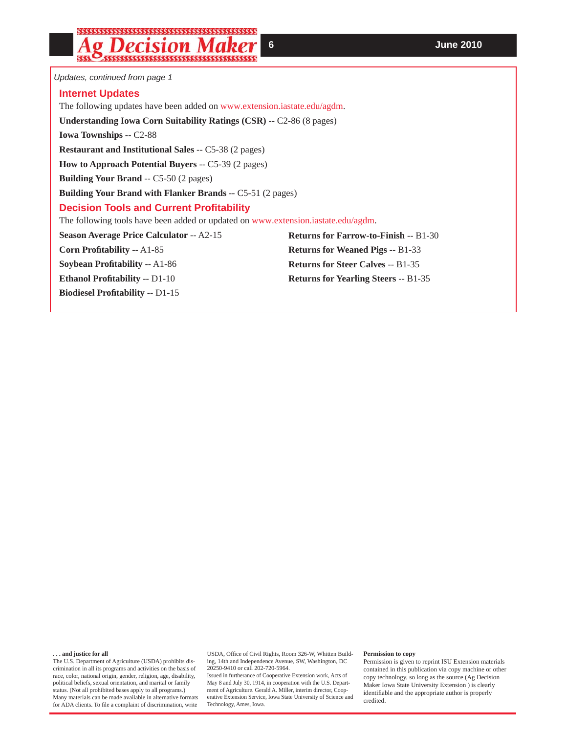*Updates, continued from page 1*

## Internet Updates

The following updates have been added on www.extension.iastate.edu/agdm.

**Understanding Iowa Corn Suitability Ratings (CSR)** -- C2-86 (8 pages)

**Iowa Townships** -- C2-88

**Restaurant and Institutional Sales** -- C5-38 (2 pages)

**How to Approach Potential Buyers** -- C5-39 (2 pages)

**Building Your Brand** -- C5-50 (2 pages)

**Building Your Brand with Flanker Brands** -- C5-51 (2 pages)

## Decision Tools and Current Profitability

The following tools have been added or updated on www.extension.iastate.edu/agdm.

**Season Average Price Calculator** -- A2-15

**Corn Profitability** -- A1-85

**Soybean Profitability** -- A1-86

**Ethanol Profitability** -- D1-10

**Biodiesel Profitability** -- D1-15

**Returns for Farrow-to-Finish** -- B1-30

**Returns for Weaned Pigs** -- B1-33

**Returns for Steer Calves** -- B1-35

**Returns for Yearling Steers** -- B1-35

**. . . and justice for all**
The U.S. Department of Agriculture (USDA) prohibits discrimination in all its programs and activities on the basis of race, color, national origin, gender, religion, age, disability, political beliefs, sexual orientation, and marital or family status. (Not all prohibited bases apply to all programs.) Many materials can be made available in alternative formats for ADA clients. To file a complaint of discrimination, write USDA, Office of Civil Rights, Room 326-W, Whitten Building, 14th and Independence Avenue, SW, Washington, DC 20250-9410 or call 202-720-5964.
Issued in furtherance of Cooperative Extension work, Acts of May 8 and July 30, 1914, in cooperation with the U.S. Department of Agriculture. Gerald A. Miller, interim director, Cooperative Extension Service, Iowa State University of Science and Technology, Ames, Iowa.

**Permission to copy**
Permission is given to reprint ISU Extension materials contained in this publication via copy machine or other copy technology, so long as the source (Ag Decision Maker Iowa State University Extension ) is clearly identifiable and the appropriate author is properly credited.